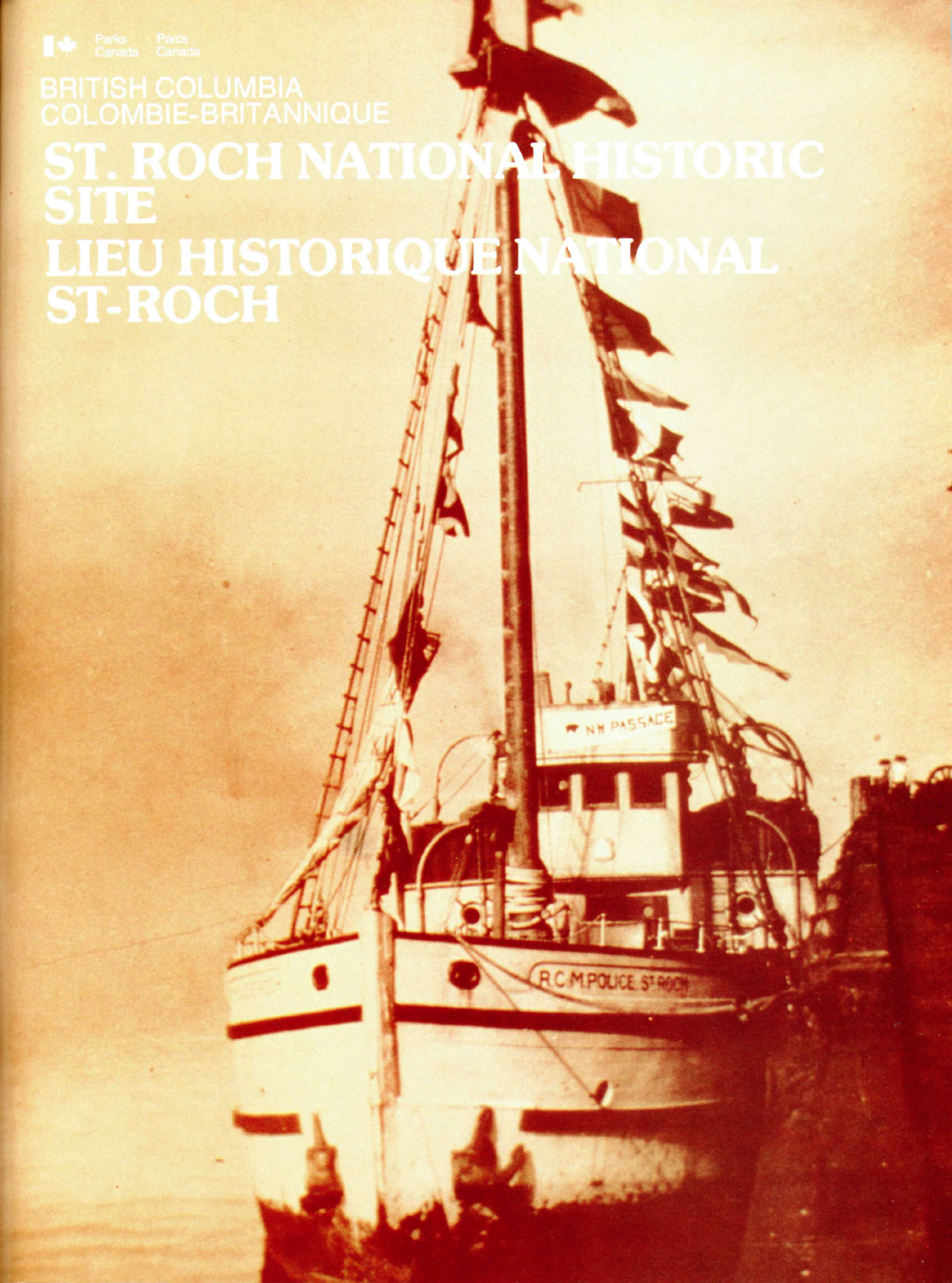Parks Canada / Parcs Canada

BRITISH COLUMBIA
COLOMBIE-BRITANNIQUE

# ST. ROCH NATIONAL HISTORIC SITE

# LIEU HISTORIQUE NATIONAL ST-ROCH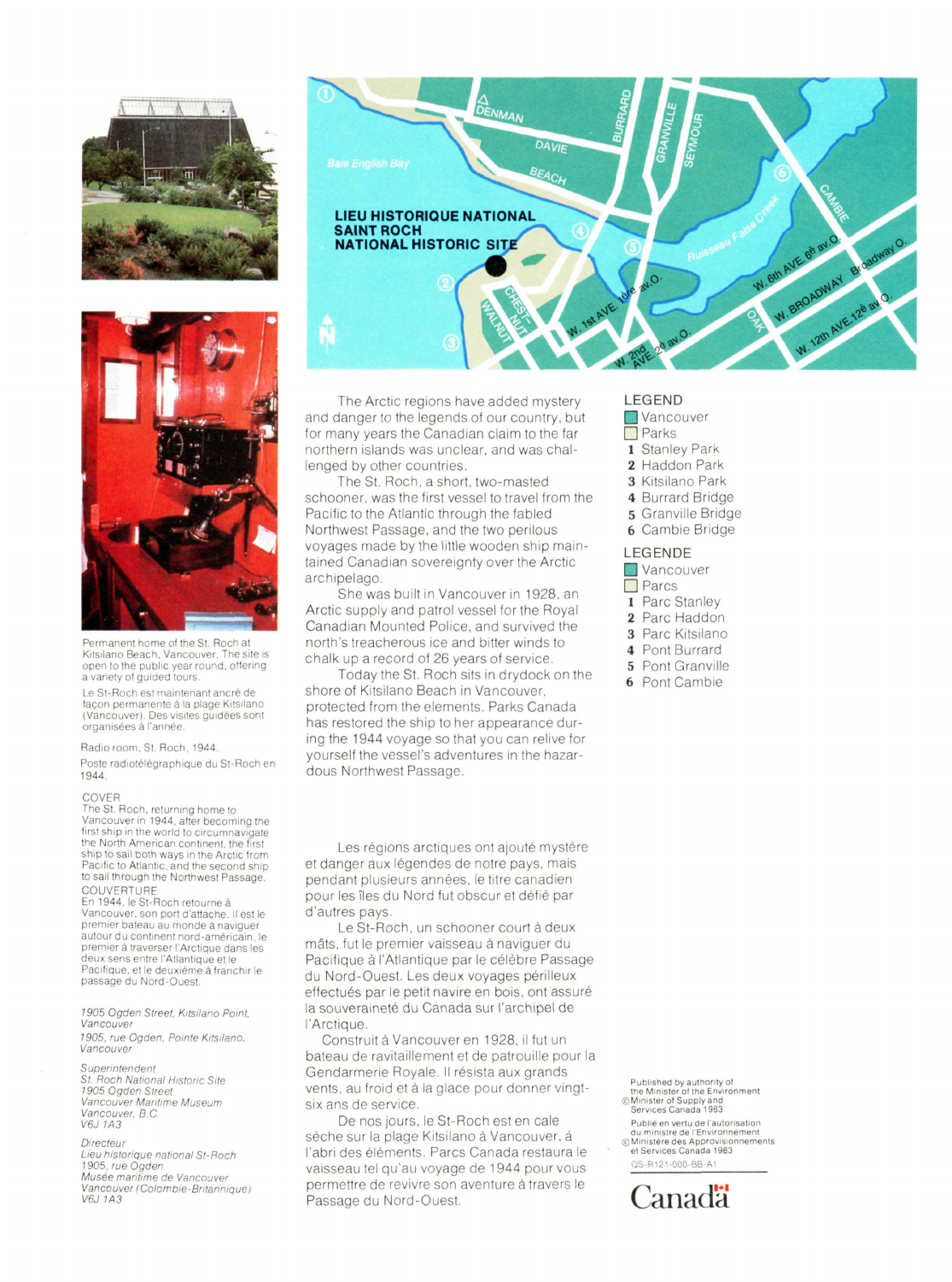Permanent home of the St. Roch at Kitsilano Beach, Vancouver. The site is open to the public year round, offering a variety of guided tours.

Le St-Roch est maintenant ancré de façon permanente à la plage Kitsilano (Vancouver). Des visites guidées sont organisées à l'année.

Radio room, St. Roch, 1944.

Poste radiotélégraphique du St-Roch en 1944.

COVER
The St. Roch, returning home to Vancouver in 1944, after becoming the first ship in the world to circumnavigate the North American continent, the first ship to sail both ways in the Arctic from Pacific to Atlantic, and the second ship to sail through the Northwest Passage.

COUVERTURE
En 1944, le St-Roch retourne à Vancouver, son port d'attache. Il est le premier bateau au monde à naviguer autour du continent nord-américain, le premier à traverser l'Arctique dans les deux sens entre l'Atlantique et le Pacifique, et le deuxième à franchir le passage du Nord-Ouest.

*1905 Ogden Street, Kitsilano Point, Vancouver*

*1905, rue Ogden, Pointe Kitsilano, Vancouver*

*Superintendent*
*St. Roch National Historic Site*
*1905 Ogden Street*
*Vancouver Maritime Museum*
*Vancouver, B.C.*
*V6J 1A3*

*Directeur*
*Lieu historique national St-Roch*
*1905, rue Ogden*
*Musée maritime de Vancouver*
*Vancouver (Colombie-Britannique)*
*V6J 1A3*

DENMAN
DAVIE
BEACH
BURRARD
GRANVILLE
SEYMOUR
CAMBIE
Baie English Bay
Ruisseau False Creek
LIEU HISTORIQUE NATIONAL SAINT ROCH NATIONAL HISTORIC SITE
CHESTNUT
WALNUT
W. 1st AVE. 1ère av.O.
W. 2nd AVE. 2e av.O.
OAK
W. 6th AVE 6e av.O.
W. BROADWAY Broadway O.
W. 12th AVE 12e av.O.
N

The Arctic regions have added mystery and danger to the legends of our country, but for many years the Canadian claim to the far northern islands was unclear, and was challenged by other countries.

The St. Roch, a short, two-masted schooner, was the first vessel to travel from the Pacific to the Atlantic through the fabled Northwest Passage, and the two perilous voyages made by the little wooden ship maintained Canadian sovereignty over the Arctic archipelago.

She was built in Vancouver in 1928, an Arctic supply and patrol vessel for the Royal Canadian Mounted Police, and survived the north's treacherous ice and bitter winds to chalk up a record of 26 years of service.

Today the St. Roch sits in drydock on the shore of Kitsilano Beach in Vancouver, protected from the elements. Parks Canada has restored the ship to her appearance during the 1944 voyage so that you can relive for yourself the vessel's adventures in the hazardous Northwest Passage.

Les régions arctiques ont ajouté mystère et danger aux légendes de notre pays, mais pendant plusieurs années, le titre canadien pour les îles du Nord fut obscur et défié par d'autres pays.

Le St-Roch, un schooner court à deux mâts, fut le premier vaisseau à naviguer du Pacifique à l'Atlantique par le célèbre Passage du Nord-Ouest. Les deux voyages périlleux effectués par le petit navire en bois, ont assuré la souveraineté du Canada sur l'archipel de l'Arctique.

Construit à Vancouver en 1928, il fut un bateau de ravitaillement et de patrouille pour la Gendarmerie Royale. Il résista aux grands vents, au froid et à la glace pour donner vingt-six ans de service.

De nos jours, le St-Roch est en cale sèche sur la plage Kitsilano à Vancouver, à l'abri des éléments. Parcs Canada restaura le vaisseau tel qu'au voyage de 1944 pour vous permettre de revivre son aventure à travers le Passage du Nord-Ouest.

LEGEND
- Vancouver
- Parks
1. Stanley Park
2. Haddon Park
3. Kitsilano Park
4. Burrard Bridge
5. Granville Bridge
6. Cambie Bridge

LEGENDE
- Vancouver
- Parcs
1. Parc Stanley
2. Parc Haddon
3. Parc Kitsilano
4. Pont Burrard
5. Pont Granville
6. Pont Cambie

Published by authority of the Minister of the Environment
©Minister of Supply and Services Canada 1983

Publié en vertu de l'autorisation du ministre de l'Environnement
©Ministère des Approvisionnements et Services Canada 1983

QS-R121-000-BB-A1

Canada